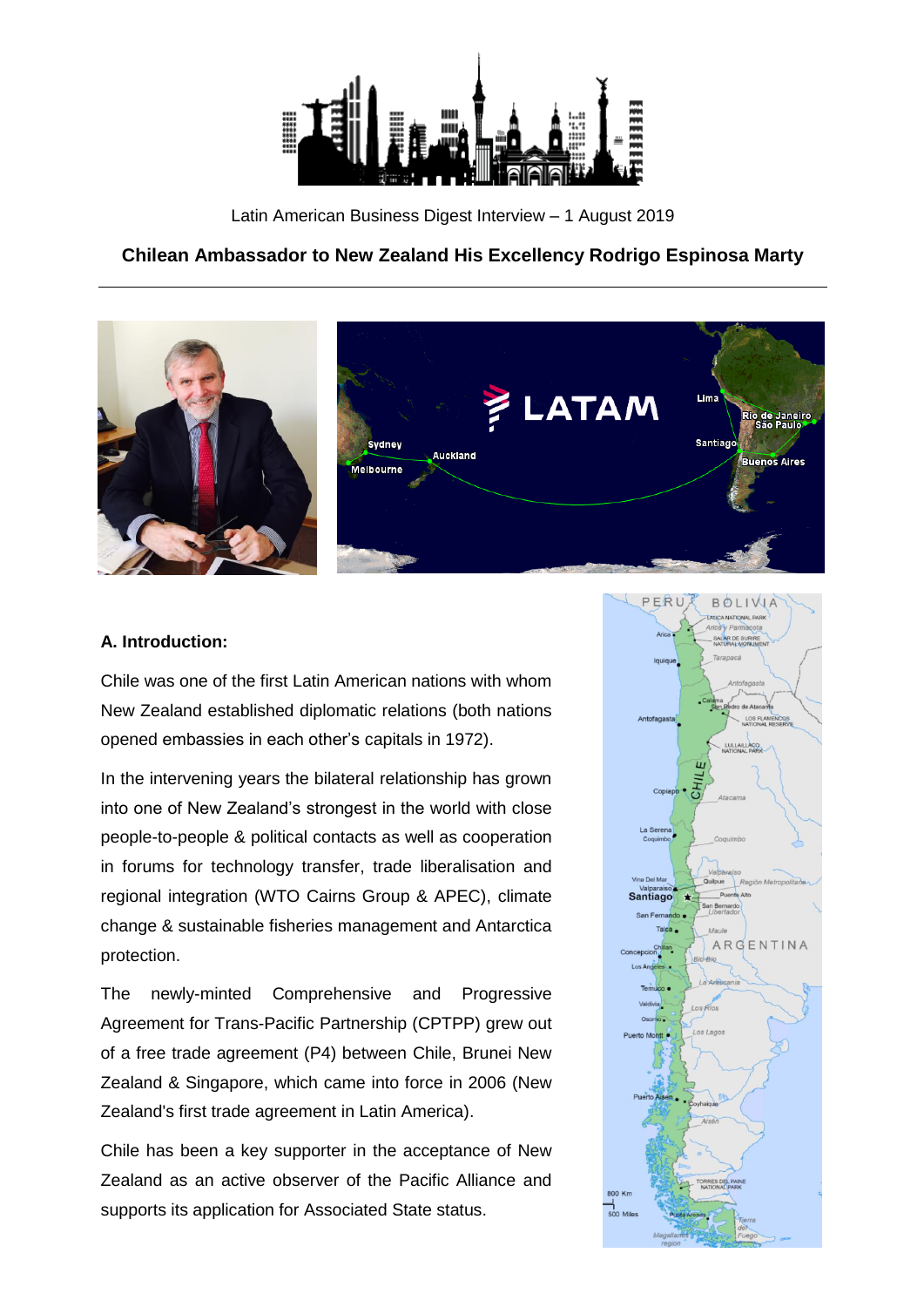Latin American Business Digest Interview – 1 August 2019

**Chilean Ambassador to New Zealand His Excellency Rodrigo Espinosa Marty**

---

### A. Introduction:

Chile was one of the first Latin American nations with whom New Zealand established diplomatic relations (both nations opened embassies in each other's capitals in 1972).

In the intervening years the bilateral relationship has grown into one of New Zealand's strongest in the world with close people-to-people & political contacts as well as cooperation in forums for technology transfer, trade liberalisation and regional integration (WTO Cairns Group & APEC), climate change & sustainable fisheries management and Antarctica protection.

The newly-minted Comprehensive and Progressive Agreement for Trans-Pacific Partnership (CPTPP) grew out of a free trade agreement (P4) between Chile, Brunei New Zealand & Singapore, which came into force in 2006 (New Zealand's first trade agreement in Latin America).

Chile has been a key supporter in the acceptance of New Zealand as an active observer of the Pacific Alliance and supports its application for Associated State status.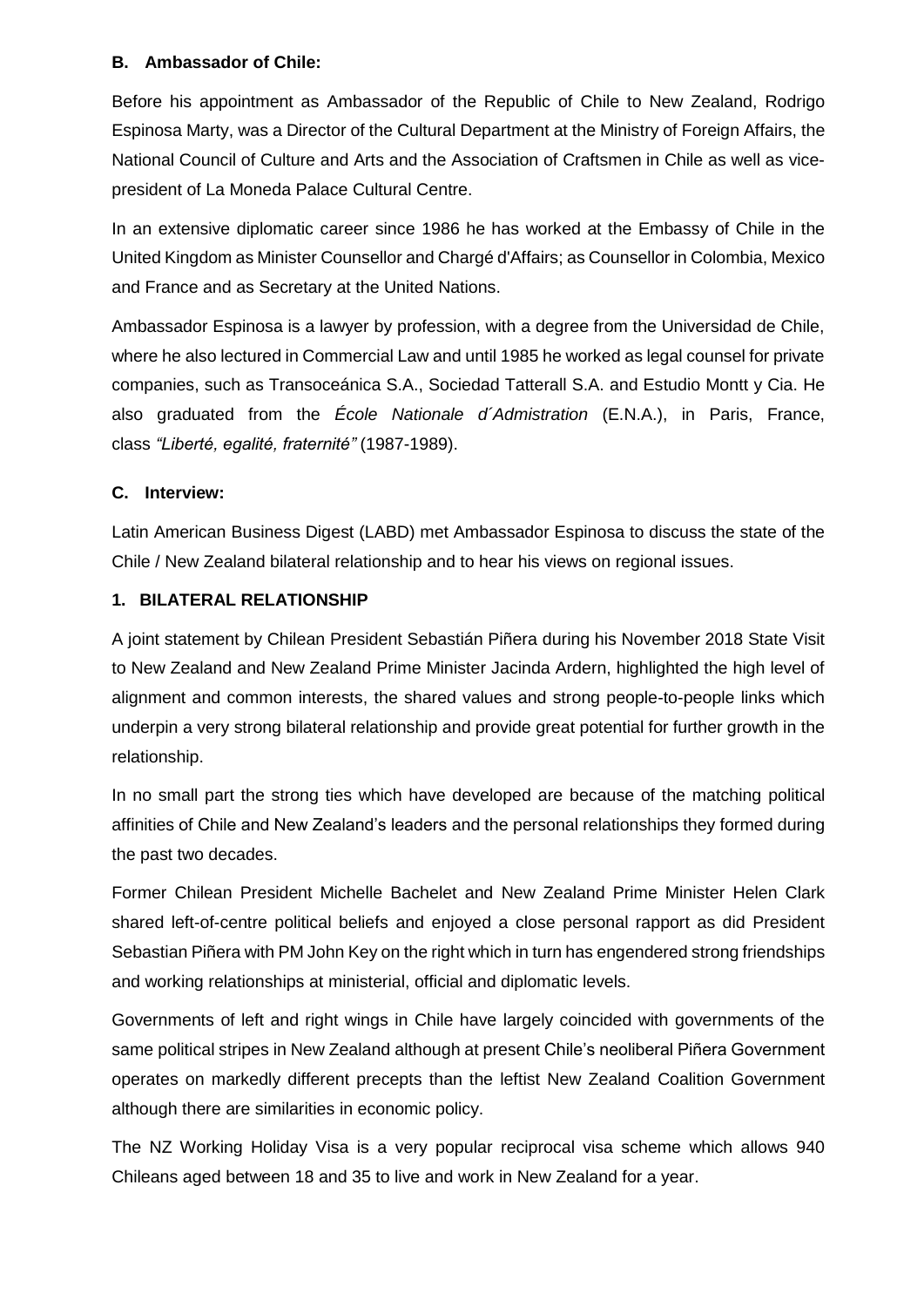### B. Ambassador of Chile:

Before his appointment as Ambassador of the Republic of Chile to New Zealand, Rodrigo Espinosa Marty, was a Director of the Cultural Department at the Ministry of Foreign Affairs, the National Council of Culture and Arts and the Association of Craftsmen in Chile as well as vice-president of La Moneda Palace Cultural Centre.

In an extensive diplomatic career since 1986 he has worked at the Embassy of Chile in the United Kingdom as Minister Counsellor and Chargé d'Affairs; as Counsellor in Colombia, Mexico and France and as Secretary at the United Nations.

Ambassador Espinosa is a lawyer by profession, with a degree from the Universidad de Chile, where he also lectured in Commercial Law and until 1985 he worked as legal counsel for private companies, such as Transoceánica S.A., Sociedad Tatterall S.A. and Estudio Montt y Cia. He also graduated from the *École Nationale d´Admistration* (E.N.A.), in Paris, France, class *"Liberté, egalité, fraternité"* (1987-1989).

### C. Interview:

Latin American Business Digest (LABD) met Ambassador Espinosa to discuss the state of the Chile / New Zealand bilateral relationship and to hear his views on regional issues.

### 1. BILATERAL RELATIONSHIP

A joint statement by Chilean President Sebastián Piñera during his November 2018 State Visit to New Zealand and New Zealand Prime Minister Jacinda Ardern, highlighted the high level of alignment and common interests, the shared values and strong people-to-people links which underpin a very strong bilateral relationship and provide great potential for further growth in the relationship.

In no small part the strong ties which have developed are because of the matching political affinities of Chile and New Zealand's leaders and the personal relationships they formed during the past two decades.

Former Chilean President Michelle Bachelet and New Zealand Prime Minister Helen Clark shared left-of-centre political beliefs and enjoyed a close personal rapport as did President Sebastian Piñera with PM John Key on the right which in turn has engendered strong friendships and working relationships at ministerial, official and diplomatic levels.

Governments of left and right wings in Chile have largely coincided with governments of the same political stripes in New Zealand although at present Chile's neoliberal Piñera Government operates on markedly different precepts than the leftist New Zealand Coalition Government although there are similarities in economic policy.

The NZ Working Holiday Visa is a very popular reciprocal visa scheme which allows 940 Chileans aged between 18 and 35 to live and work in New Zealand for a year.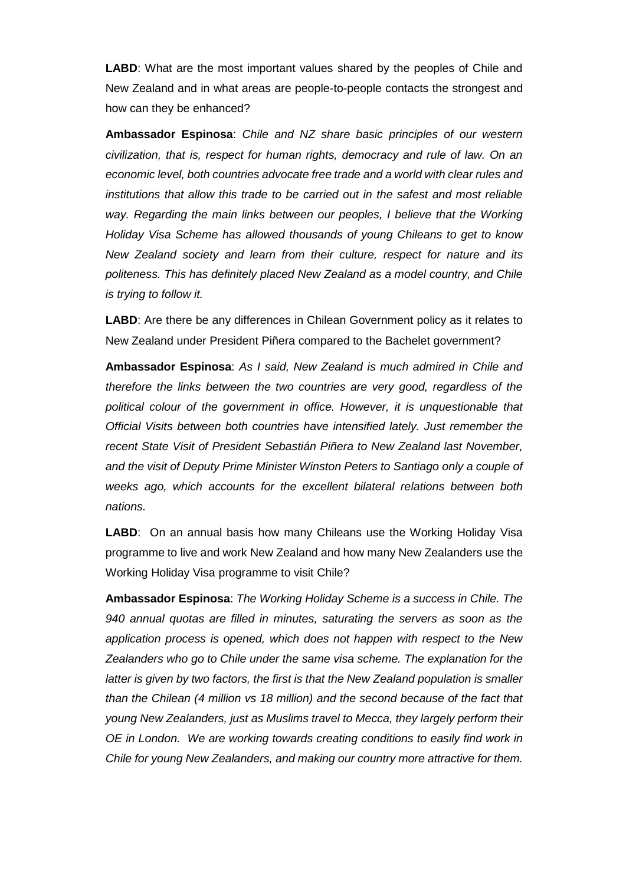**LABD**: What are the most important values shared by the peoples of Chile and New Zealand and in what areas are people-to-people contacts the strongest and how can they be enhanced?

**Ambassador Espinosa**: *Chile and NZ share basic principles of our western civilization, that is, respect for human rights, democracy and rule of law. On an economic level, both countries advocate free trade and a world with clear rules and institutions that allow this trade to be carried out in the safest and most reliable way. Regarding the main links between our peoples, I believe that the Working Holiday Visa Scheme has allowed thousands of young Chileans to get to know New Zealand society and learn from their culture, respect for nature and its politeness. This has definitely placed New Zealand as a model country, and Chile is trying to follow it.*

**LABD**: Are there be any differences in Chilean Government policy as it relates to New Zealand under President Piñera compared to the Bachelet government?

**Ambassador Espinosa**: *As I said, New Zealand is much admired in Chile and therefore the links between the two countries are very good, regardless of the political colour of the government in office. However, it is unquestionable that Official Visits between both countries have intensified lately. Just remember the recent State Visit of President Sebastián Piñera to New Zealand last November, and the visit of Deputy Prime Minister Winston Peters to Santiago only a couple of weeks ago, which accounts for the excellent bilateral relations between both nations.*

**LABD**: On an annual basis how many Chileans use the Working Holiday Visa programme to live and work New Zealand and how many New Zealanders use the Working Holiday Visa programme to visit Chile?

**Ambassador Espinosa**: *The Working Holiday Scheme is a success in Chile. The 940 annual quotas are filled in minutes, saturating the servers as soon as the application process is opened, which does not happen with respect to the New Zealanders who go to Chile under the same visa scheme. The explanation for the latter is given by two factors, the first is that the New Zealand population is smaller than the Chilean (4 million vs 18 million) and the second because of the fact that young New Zealanders, just as Muslims travel to Mecca, they largely perform their OE in London. We are working towards creating conditions to easily find work in Chile for young New Zealanders, and making our country more attractive for them.*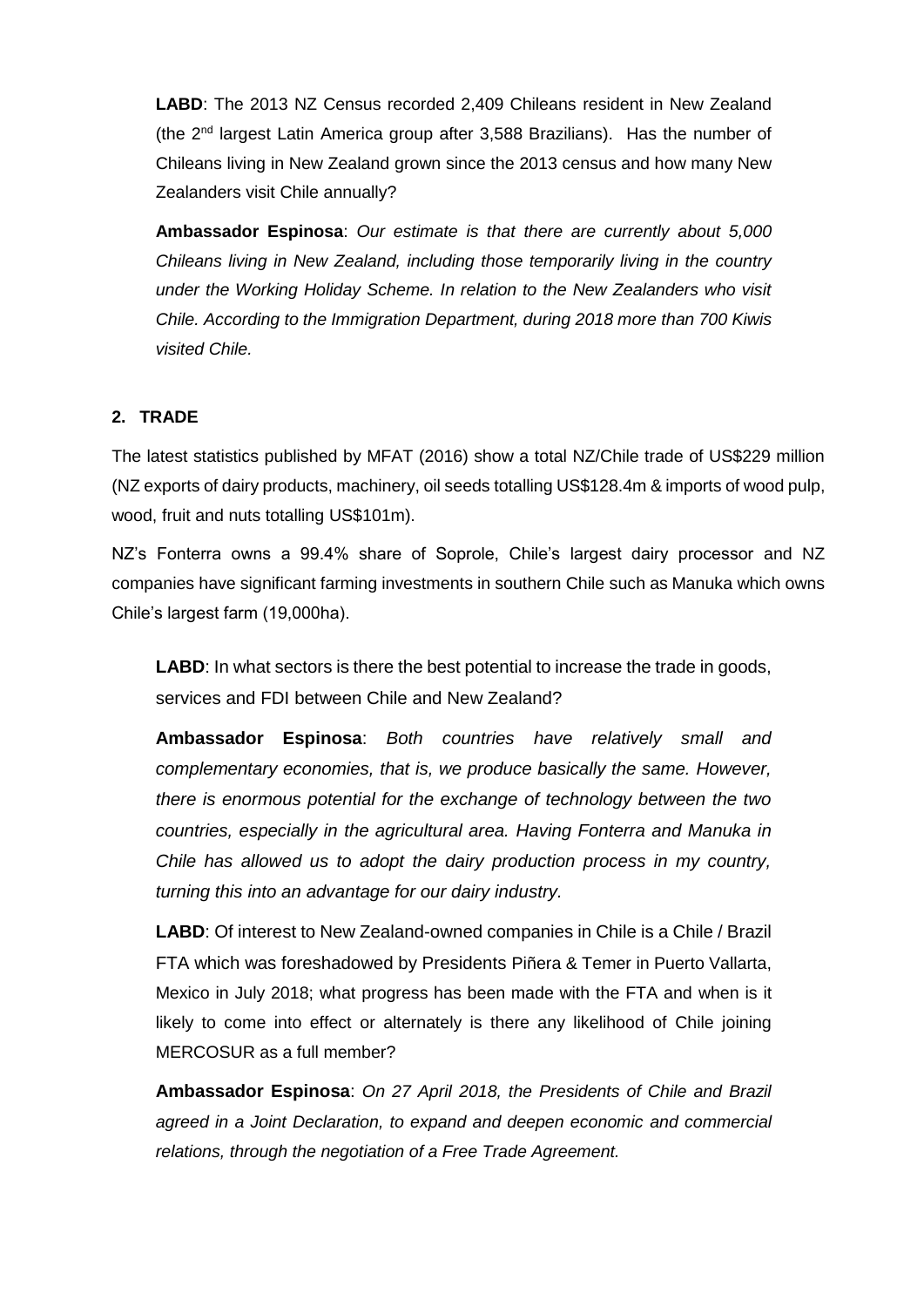**LABD**: The 2013 NZ Census recorded 2,409 Chileans resident in New Zealand (the 2nd largest Latin America group after 3,588 Brazilians). Has the number of Chileans living in New Zealand grown since the 2013 census and how many New Zealanders visit Chile annually?

**Ambassador Espinosa**: *Our estimate is that there are currently about 5,000 Chileans living in New Zealand, including those temporarily living in the country under the Working Holiday Scheme. In relation to the New Zealanders who visit Chile. According to the Immigration Department, during 2018 more than 700 Kiwis visited Chile.*

## 2. TRADE

The latest statistics published by MFAT (2016) show a total NZ/Chile trade of US$229 million (NZ exports of dairy products, machinery, oil seeds totalling US$128.4m & imports of wood pulp, wood, fruit and nuts totalling US$101m).

NZ's Fonterra owns a 99.4% share of Soprole, Chile's largest dairy processor and NZ companies have significant farming investments in southern Chile such as Manuka which owns Chile's largest farm (19,000ha).

**LABD**: In what sectors is there the best potential to increase the trade in goods, services and FDI between Chile and New Zealand?

**Ambassador Espinosa**: *Both countries have relatively small and complementary economies, that is, we produce basically the same. However, there is enormous potential for the exchange of technology between the two countries, especially in the agricultural area. Having Fonterra and Manuka in Chile has allowed us to adopt the dairy production process in my country, turning this into an advantage for our dairy industry.*

**LABD**: Of interest to New Zealand-owned companies in Chile is a Chile / Brazil FTA which was foreshadowed by Presidents Piñera & Temer in Puerto Vallarta, Mexico in July 2018; what progress has been made with the FTA and when is it likely to come into effect or alternately is there any likelihood of Chile joining MERCOSUR as a full member?

**Ambassador Espinosa**: *On 27 April 2018, the Presidents of Chile and Brazil agreed in a Joint Declaration, to expand and deepen economic and commercial relations, through the negotiation of a Free Trade Agreement.*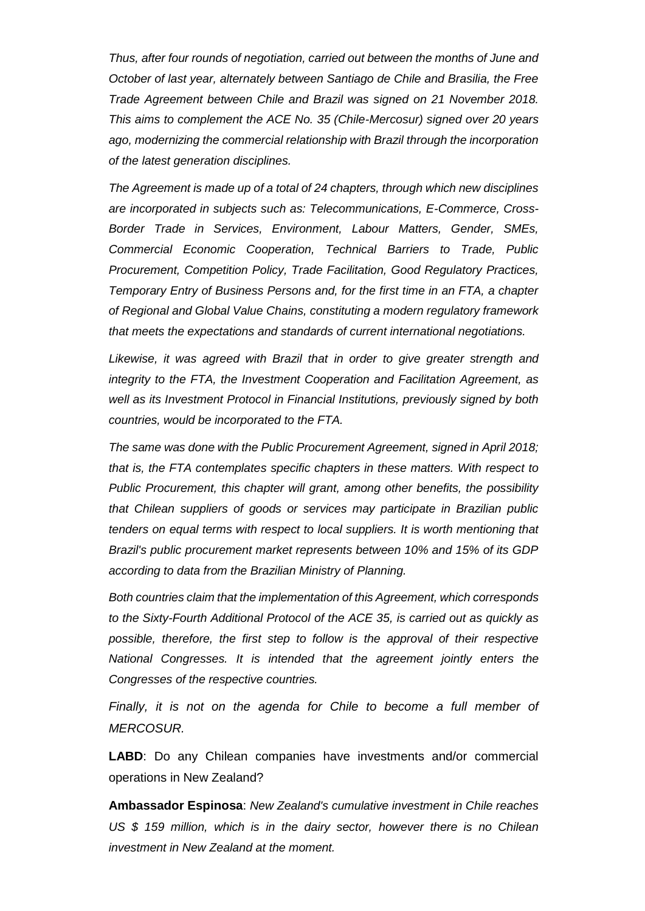*Thus, after four rounds of negotiation, carried out between the months of June and October of last year, alternately between Santiago de Chile and Brasilia, the Free Trade Agreement between Chile and Brazil was signed on 21 November 2018. This aims to complement the ACE No. 35 (Chile-Mercosur) signed over 20 years ago, modernizing the commercial relationship with Brazil through the incorporation of the latest generation disciplines.*

*The Agreement is made up of a total of 24 chapters, through which new disciplines are incorporated in subjects such as: Telecommunications, E-Commerce, Cross-Border Trade in Services, Environment, Labour Matters, Gender, SMEs, Commercial Economic Cooperation, Technical Barriers to Trade, Public Procurement, Competition Policy, Trade Facilitation, Good Regulatory Practices, Temporary Entry of Business Persons and, for the first time in an FTA, a chapter of Regional and Global Value Chains, constituting a modern regulatory framework that meets the expectations and standards of current international negotiations.*

*Likewise, it was agreed with Brazil that in order to give greater strength and integrity to the FTA, the Investment Cooperation and Facilitation Agreement, as well as its Investment Protocol in Financial Institutions, previously signed by both countries, would be incorporated to the FTA.*

*The same was done with the Public Procurement Agreement, signed in April 2018; that is, the FTA contemplates specific chapters in these matters. With respect to Public Procurement, this chapter will grant, among other benefits, the possibility that Chilean suppliers of goods or services may participate in Brazilian public tenders on equal terms with respect to local suppliers. It is worth mentioning that Brazil's public procurement market represents between 10% and 15% of its GDP according to data from the Brazilian Ministry of Planning.*

*Both countries claim that the implementation of this Agreement, which corresponds to the Sixty-Fourth Additional Protocol of the ACE 35, is carried out as quickly as possible, therefore, the first step to follow is the approval of their respective National Congresses. It is intended that the agreement jointly enters the Congresses of the respective countries.*

*Finally, it is not on the agenda for Chile to become a full member of MERCOSUR.*

**LABD**: Do any Chilean companies have investments and/or commercial operations in New Zealand?

**Ambassador Espinosa**: *New Zealand's cumulative investment in Chile reaches US $ 159 million, which is in the dairy sector, however there is no Chilean investment in New Zealand at the moment.*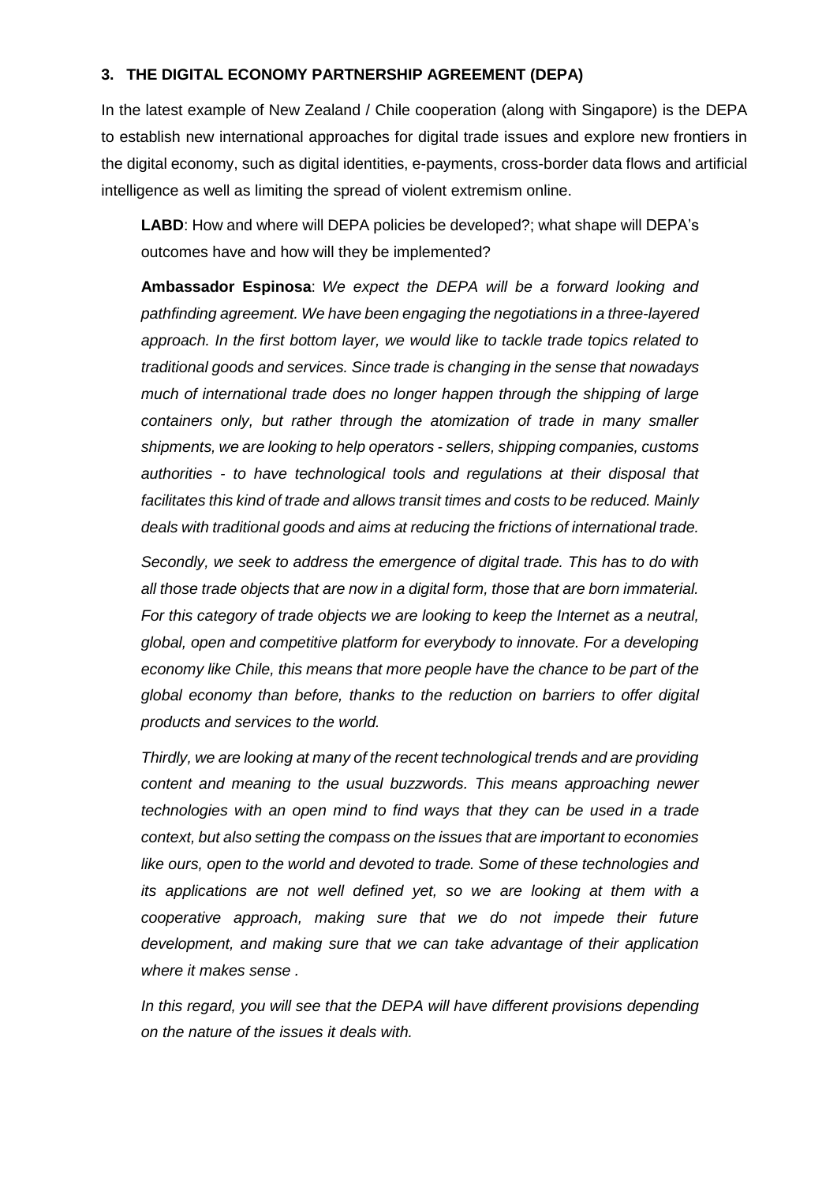### 3. THE DIGITAL ECONOMY PARTNERSHIP AGREEMENT (DEPA)

In the latest example of New Zealand / Chile cooperation (along with Singapore) is the DEPA to establish new international approaches for digital trade issues and explore new frontiers in the digital economy, such as digital identities, e-payments, cross-border data flows and artificial intelligence as well as limiting the spread of violent extremism online.

> **LABD**: How and where will DEPA policies be developed?; what shape will DEPA's outcomes have and how will they be implemented?
>
> **Ambassador Espinosa**: *We expect the DEPA will be a forward looking and pathfinding agreement. We have been engaging the negotiations in a three-layered approach. In the first bottom layer, we would like to tackle trade topics related to traditional goods and services. Since trade is changing in the sense that nowadays much of international trade does no longer happen through the shipping of large containers only, but rather through the atomization of trade in many smaller shipments, we are looking to help operators - sellers, shipping companies, customs authorities - to have technological tools and regulations at their disposal that facilitates this kind of trade and allows transit times and costs to be reduced. Mainly deals with traditional goods and aims at reducing the frictions of international trade.*
>
> *Secondly, we seek to address the emergence of digital trade. This has to do with all those trade objects that are now in a digital form, those that are born immaterial. For this category of trade objects we are looking to keep the Internet as a neutral, global, open and competitive platform for everybody to innovate. For a developing economy like Chile, this means that more people have the chance to be part of the global economy than before, thanks to the reduction on barriers to offer digital products and services to the world.*
>
> *Thirdly, we are looking at many of the recent technological trends and are providing content and meaning to the usual buzzwords. This means approaching newer technologies with an open mind to find ways that they can be used in a trade context, but also setting the compass on the issues that are important to economies like ours, open to the world and devoted to trade. Some of these technologies and its applications are not well defined yet, so we are looking at them with a cooperative approach, making sure that we do not impede their future development, and making sure that we can take advantage of their application where it makes sense .*
>
> *In this regard, you will see that the DEPA will have different provisions depending on the nature of the issues it deals with.*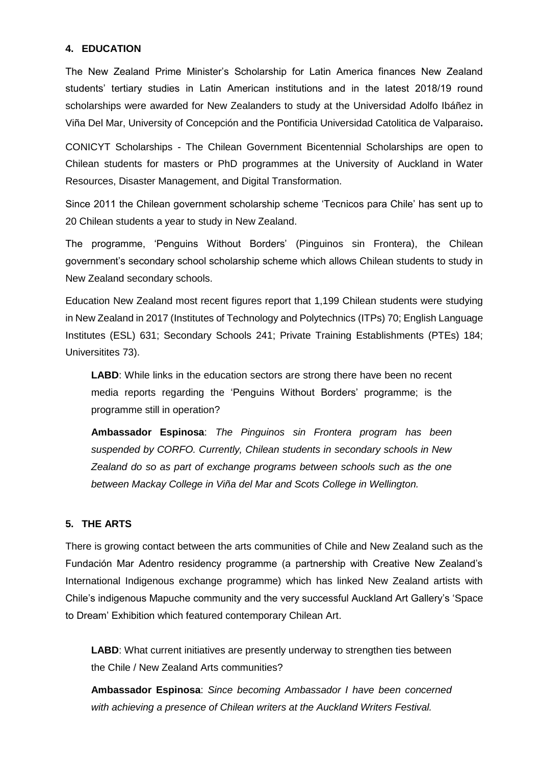## 4. EDUCATION

The New Zealand Prime Minister's Scholarship for Latin America finances New Zealand students' tertiary studies in Latin American institutions and in the latest 2018/19 round scholarships were awarded for New Zealanders to study at the Universidad Adolfo Ibáñez in Viña Del Mar, University of Concepción and the Pontificia Universidad Catolitica de Valparaiso**.**

CONICYT Scholarships - The Chilean Government Bicentennial Scholarships are open to Chilean students for masters or PhD programmes at the University of Auckland in Water Resources, Disaster Management, and Digital Transformation.

Since 2011 the Chilean government scholarship scheme 'Tecnicos para Chile' has sent up to 20 Chilean students a year to study in New Zealand.

The programme, 'Penguins Without Borders' (Pinguinos sin Frontera), the Chilean government's secondary school scholarship scheme which allows Chilean students to study in New Zealand secondary schools.

Education New Zealand most recent figures report that 1,199 Chilean students were studying in New Zealand in 2017 (Institutes of Technology and Polytechnics (ITPs) 70; English Language Institutes (ESL) 631; Secondary Schools 241; Private Training Establishments (PTEs) 184; Universitites 73).

> **LABD**: While links in the education sectors are strong there have been no recent media reports regarding the 'Penguins Without Borders' programme; is the programme still in operation?
>
> **Ambassador Espinosa**: *The Pinguinos sin Frontera program has been suspended by CORFO. Currently, Chilean students in secondary schools in New Zealand do so as part of exchange programs between schools such as the one between Mackay College in Viña del Mar and Scots College in Wellington.*

## 5. THE ARTS

There is growing contact between the arts communities of Chile and New Zealand such as the Fundación Mar Adentro residency programme (a partnership with Creative New Zealand's International Indigenous exchange programme) which has linked New Zealand artists with Chile's indigenous Mapuche community and the very successful Auckland Art Gallery's 'Space to Dream' Exhibition which featured contemporary Chilean Art.

> **LABD**: What current initiatives are presently underway to strengthen ties between the Chile / New Zealand Arts communities?
>
> **Ambassador Espinosa**: *Since becoming Ambassador I have been concerned with achieving a presence of Chilean writers at the Auckland Writers Festival.*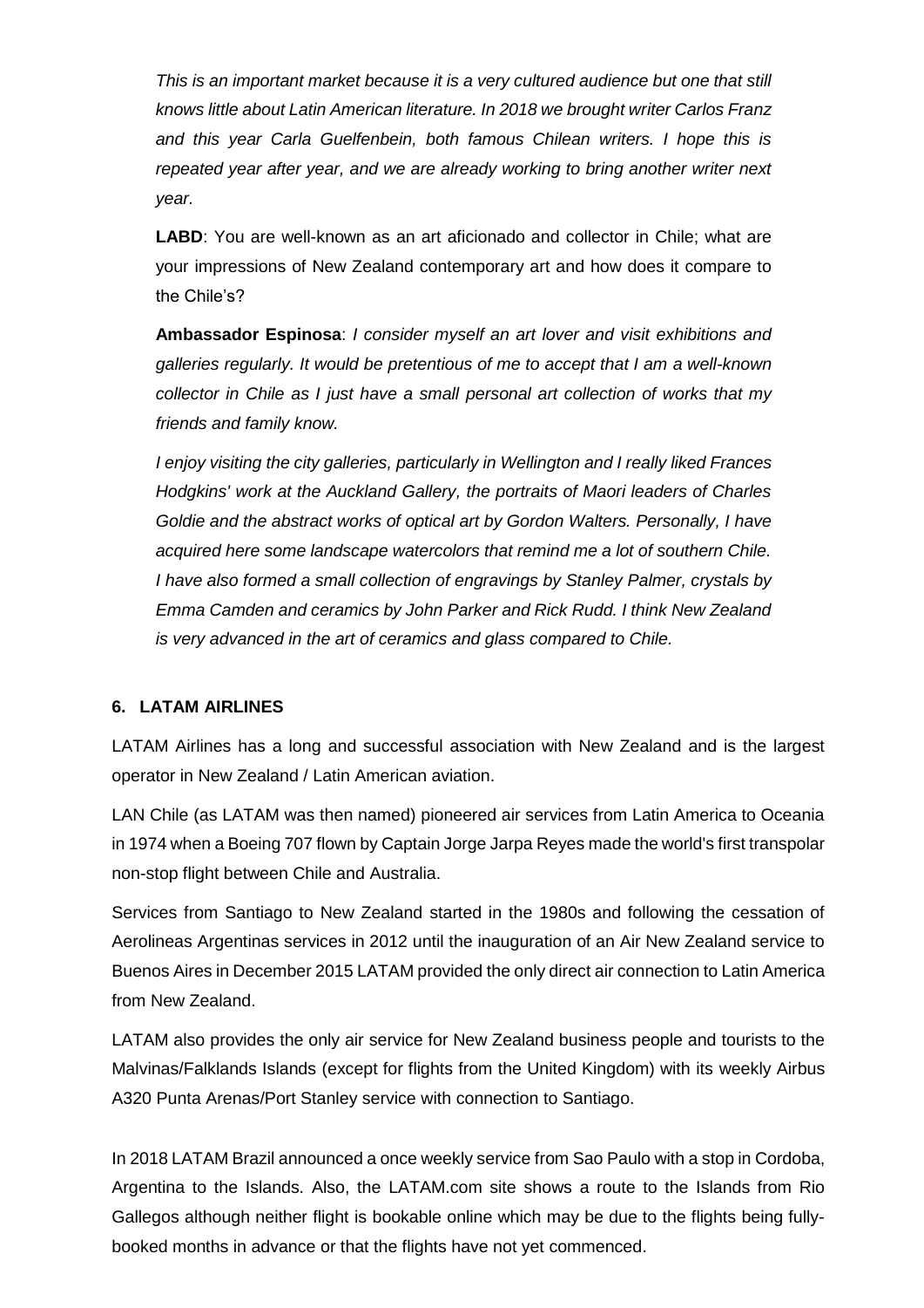*This is an important market because it is a very cultured audience but one that still knows little about Latin American literature. In 2018 we brought writer Carlos Franz and this year Carla Guelfenbein, both famous Chilean writers. I hope this is repeated year after year, and we are already working to bring another writer next year.*

**LABD**: You are well-known as an art aficionado and collector in Chile; what are your impressions of New Zealand contemporary art and how does it compare to the Chile's?

**Ambassador Espinosa**: *I consider myself an art lover and visit exhibitions and galleries regularly. It would be pretentious of me to accept that I am a well-known collector in Chile as I just have a small personal art collection of works that my friends and family know.*

*I enjoy visiting the city galleries, particularly in Wellington and I really liked Frances Hodgkins' work at the Auckland Gallery, the portraits of Maori leaders of Charles Goldie and the abstract works of optical art by Gordon Walters. Personally, I have acquired here some landscape watercolors that remind me a lot of southern Chile. I have also formed a small collection of engravings by Stanley Palmer, crystals by Emma Camden and ceramics by John Parker and Rick Rudd. I think New Zealand is very advanced in the art of ceramics and glass compared to Chile.*

## 6. LATAM AIRLINES

LATAM Airlines has a long and successful association with New Zealand and is the largest operator in New Zealand / Latin American aviation.

LAN Chile (as LATAM was then named) pioneered air services from Latin America to Oceania in 1974 when a Boeing 707 flown by Captain Jorge Jarpa Reyes made the world's first transpolar non-stop flight between Chile and Australia.

Services from Santiago to New Zealand started in the 1980s and following the cessation of Aerolineas Argentinas services in 2012 until the inauguration of an Air New Zealand service to Buenos Aires in December 2015 LATAM provided the only direct air connection to Latin America from New Zealand.

LATAM also provides the only air service for New Zealand business people and tourists to the Malvinas/Falklands Islands (except for flights from the United Kingdom) with its weekly Airbus A320 Punta Arenas/Port Stanley service with connection to Santiago.

In 2018 LATAM Brazil announced a once weekly service from Sao Paulo with a stop in Cordoba, Argentina to the Islands. Also, the LATAM.com site shows a route to the Islands from Rio Gallegos although neither flight is bookable online which may be due to the flights being fully-booked months in advance or that the flights have not yet commenced.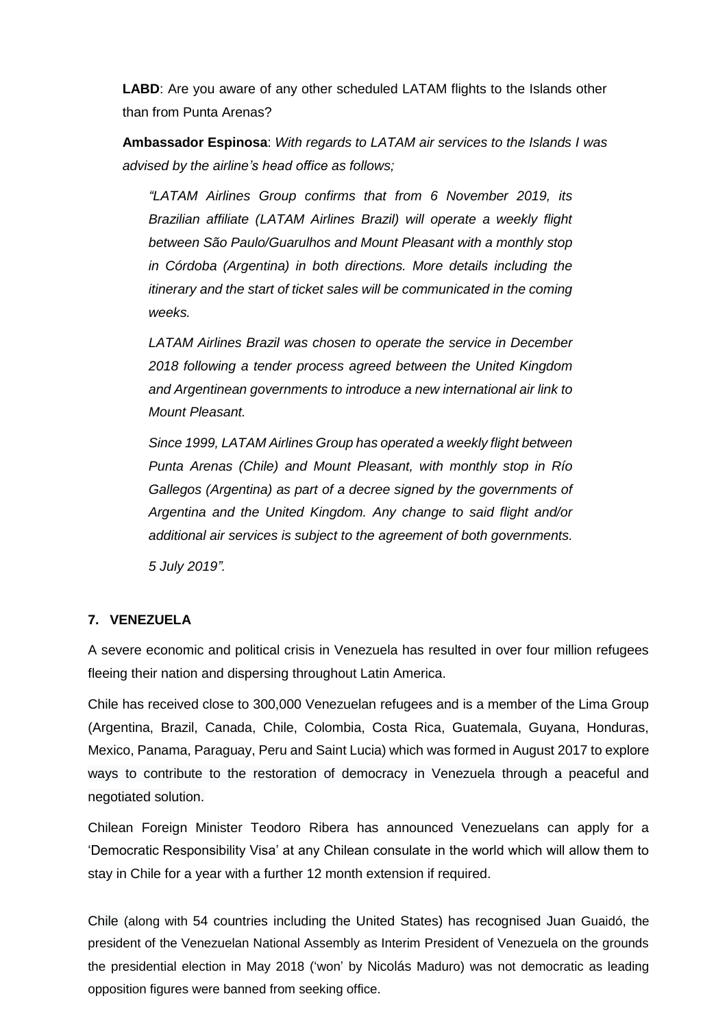**LABD**: Are you aware of any other scheduled LATAM flights to the Islands other than from Punta Arenas?

**Ambassador Espinosa**: *With regards to LATAM air services to the Islands I was advised by the airline's head office as follows;*

> *"LATAM Airlines Group confirms that from 6 November 2019, its Brazilian affiliate (LATAM Airlines Brazil) will operate a weekly flight between São Paulo/Guarulhos and Mount Pleasant with a monthly stop in Córdoba (Argentina) in both directions. More details including the itinerary and the start of ticket sales will be communicated in the coming weeks.*
>
> *LATAM Airlines Brazil was chosen to operate the service in December 2018 following a tender process agreed between the United Kingdom and Argentinean governments to introduce a new international air link to Mount Pleasant.*
>
> *Since 1999, LATAM Airlines Group has operated a weekly flight between Punta Arenas (Chile) and Mount Pleasant, with monthly stop in Río Gallegos (Argentina) as part of a decree signed by the governments of Argentina and the United Kingdom. Any change to said flight and/or additional air services is subject to the agreement of both governments.*
>
> *5 July 2019".*

## 7. VENEZUELA

A severe economic and political crisis in Venezuela has resulted in over four million refugees fleeing their nation and dispersing throughout Latin America.

Chile has received close to 300,000 Venezuelan refugees and is a member of the Lima Group (Argentina, Brazil, Canada, Chile, Colombia, Costa Rica, Guatemala, Guyana, Honduras, Mexico, Panama, Paraguay, Peru and Saint Lucia) which was formed in August 2017 to explore ways to contribute to the restoration of democracy in Venezuela through a peaceful and negotiated solution.

Chilean Foreign Minister Teodoro Ribera has announced Venezuelans can apply for a 'Democratic Responsibility Visa' at any Chilean consulate in the world which will allow them to stay in Chile for a year with a further 12 month extension if required.

Chile (along with 54 countries including the United States) has recognised Juan Guaidó, the president of the Venezuelan National Assembly as Interim President of Venezuela on the grounds the presidential election in May 2018 ('won' by Nicolás Maduro) was not democratic as leading opposition figures were banned from seeking office.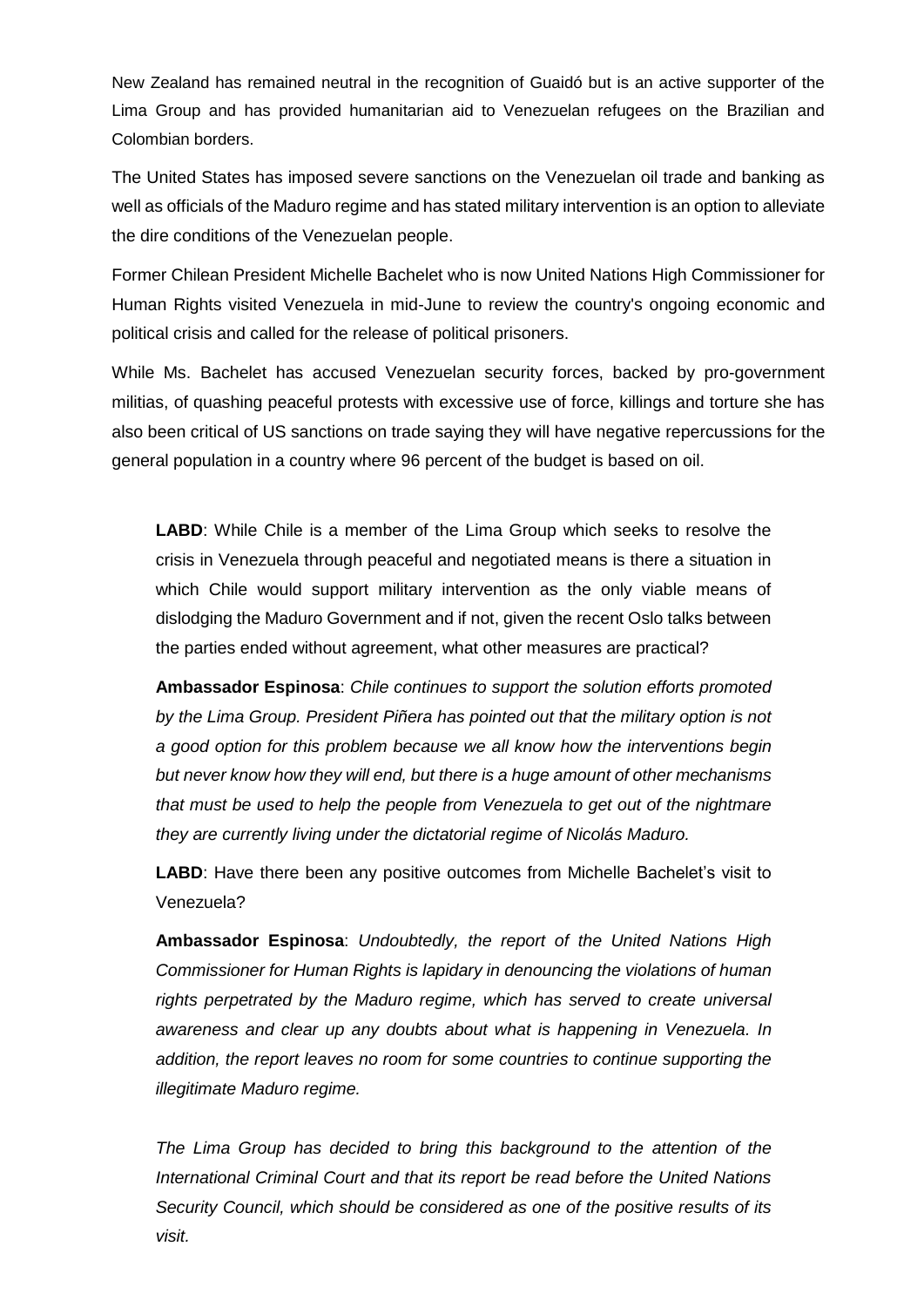New Zealand has remained neutral in the recognition of Guaidó but is an active supporter of the Lima Group and has provided humanitarian aid to Venezuelan refugees on the Brazilian and Colombian borders.

The United States has imposed severe sanctions on the Venezuelan oil trade and banking as well as officials of the Maduro regime and has stated military intervention is an option to alleviate the dire conditions of the Venezuelan people.

Former Chilean President Michelle Bachelet who is now United Nations High Commissioner for Human Rights visited Venezuela in mid-June to review the country's ongoing economic and political crisis and called for the release of political prisoners.

While Ms. Bachelet has accused Venezuelan security forces, backed by pro-government militias, of quashing peaceful protests with excessive use of force, killings and torture she has also been critical of US sanctions on trade saying they will have negative repercussions for the general population in a country where 96 percent of the budget is based on oil.

**LABD**: While Chile is a member of the Lima Group which seeks to resolve the crisis in Venezuela through peaceful and negotiated means is there a situation in which Chile would support military intervention as the only viable means of dislodging the Maduro Government and if not, given the recent Oslo talks between the parties ended without agreement, what other measures are practical?

**Ambassador Espinosa**: *Chile continues to support the solution efforts promoted by the Lima Group. President Piñera has pointed out that the military option is not a good option for this problem because we all know how the interventions begin but never know how they will end, but there is a huge amount of other mechanisms that must be used to help the people from Venezuela to get out of the nightmare they are currently living under the dictatorial regime of Nicolás Maduro.*

**LABD**: Have there been any positive outcomes from Michelle Bachelet's visit to Venezuela?

**Ambassador Espinosa**: *Undoubtedly, the report of the United Nations High Commissioner for Human Rights is lapidary in denouncing the violations of human rights perpetrated by the Maduro regime, which has served to create universal awareness and clear up any doubts about what is happening in Venezuela. In addition, the report leaves no room for some countries to continue supporting the illegitimate Maduro regime.*

*The Lima Group has decided to bring this background to the attention of the International Criminal Court and that its report be read before the United Nations Security Council, which should be considered as one of the positive results of its visit.*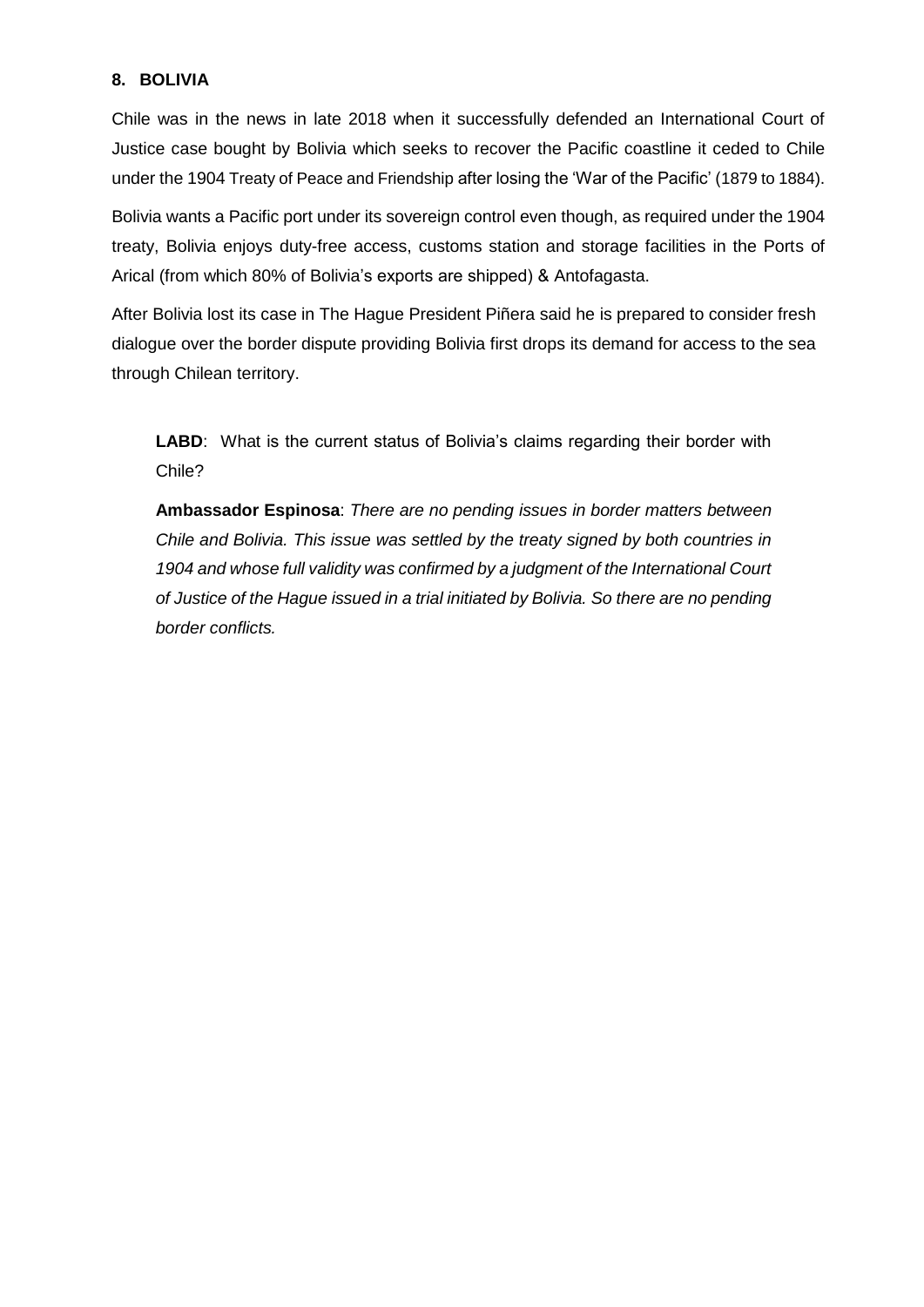## 8. BOLIVIA

Chile was in the news in late 2018 when it successfully defended an International Court of Justice case bought by Bolivia which seeks to recover the Pacific coastline it ceded to Chile under the 1904 Treaty of Peace and Friendship after losing the 'War of the Pacific' (1879 to 1884).

Bolivia wants a Pacific port under its sovereign control even though, as required under the 1904 treaty, Bolivia enjoys duty-free access, customs station and storage facilities in the Ports of Arical (from which 80% of Bolivia's exports are shipped) & Antofagasta.

After Bolivia lost its case in The Hague President Piñera said he is prepared to consider fresh dialogue over the border dispute providing Bolivia first drops its demand for access to the sea through Chilean territory.

> **LABD**: What is the current status of Bolivia's claims regarding their border with Chile?
>
> **Ambassador Espinosa**: *There are no pending issues in border matters between Chile and Bolivia. This issue was settled by the treaty signed by both countries in 1904 and whose full validity was confirmed by a judgment of the International Court of Justice of the Hague issued in a trial initiated by Bolivia. So there are no pending border conflicts.*